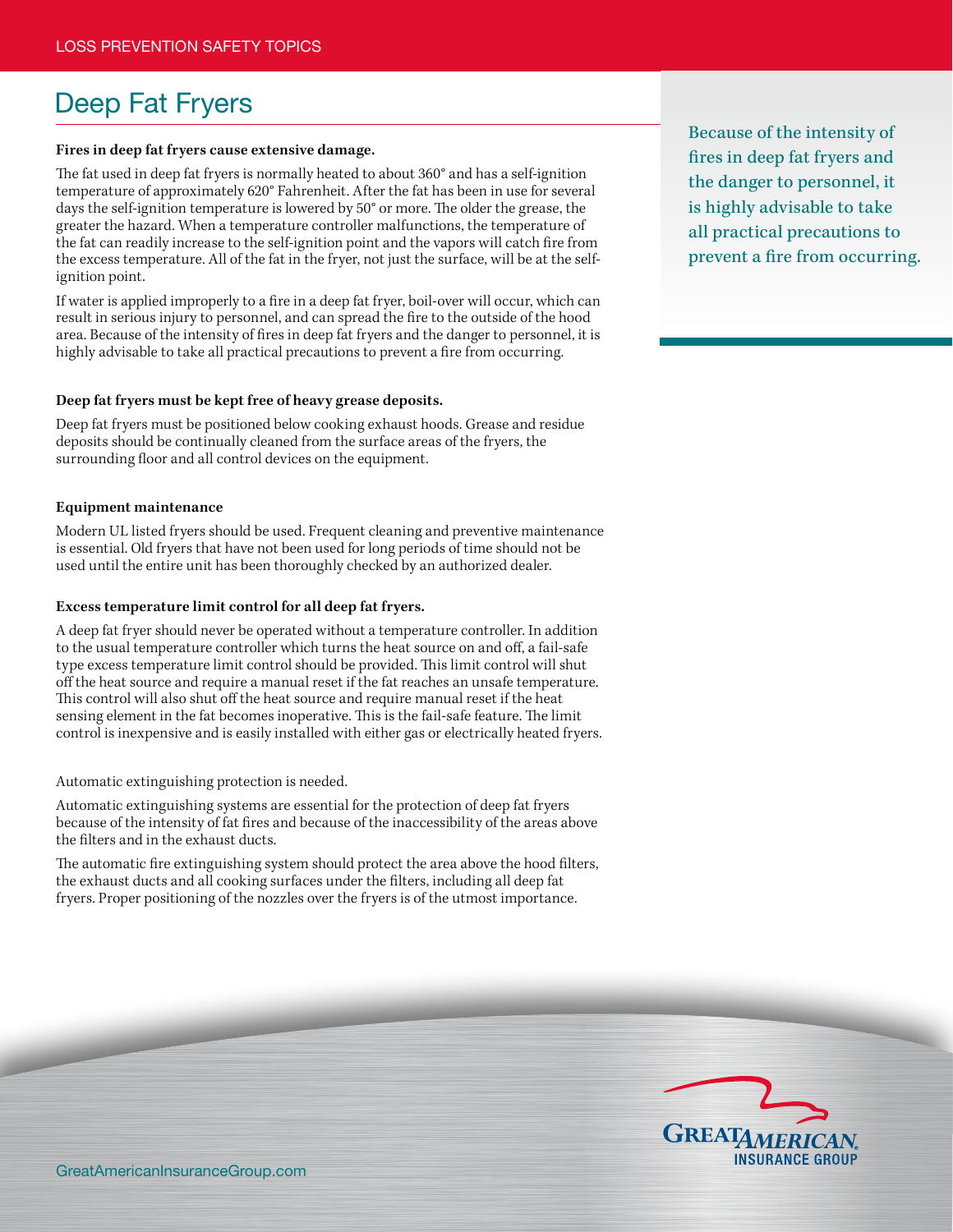# Deep Fat Fryers

**Fires in deep fat fryers cause extensive damage.**

The fat used in deep fat fryers is normally heated to about 360° and has a self-ignition temperature of approximately 620° Fahrenheit. After the fat has been in use for several days the self-ignition temperature is lowered by 50° or more. The older the grease, the greater the hazard. When a temperature controller malfunctions, the temperature of the fat can readily increase to the self-ignition point and the vapors will catch fire from the excess temperature. All of the fat in the fryer, not just the surface, will be at the self-ignition point.

If water is applied improperly to a fire in a deep fat fryer, boil-over will occur, which can result in serious injury to personnel, and can spread the fire to the outside of the hood area. Because of the intensity of fires in deep fat fryers and the danger to personnel, it is highly advisable to take all practical precautions to prevent a fire from occurring.

Because of the intensity of fires in deep fat fryers and the danger to personnel, it is highly advisable to take all practical precautions to prevent a fire from occurring.

**Deep fat fryers must be kept free of heavy grease deposits.**

Deep fat fryers must be positioned below cooking exhaust hoods. Grease and residue deposits should be continually cleaned from the surface areas of the fryers, the surrounding floor and all control devices on the equipment.

**Equipment maintenance**

Modern UL listed fryers should be used. Frequent cleaning and preventive maintenance is essential. Old fryers that have not been used for long periods of time should not be used until the entire unit has been thoroughly checked by an authorized dealer.

**Excess temperature limit control for all deep fat fryers.**

A deep fat fryer should never be operated without a temperature controller. In addition to the usual temperature controller which turns the heat source on and off, a fail-safe type excess temperature limit control should be provided. This limit control will shut off the heat source and require a manual reset if the fat reaches an unsafe temperature. This control will also shut off the heat source and require manual reset if the heat sensing element in the fat becomes inoperative. This is the fail-safe feature. The limit control is inexpensive and is easily installed with either gas or electrically heated fryers.

Automatic extinguishing protection is needed.

Automatic extinguishing systems are essential for the protection of deep fat fryers because of the intensity of fat fires and because of the inaccessibility of the areas above the filters and in the exhaust ducts.

The automatic fire extinguishing system should protect the area above the hood filters, the exhaust ducts and all cooking surfaces under the filters, including all deep fat fryers. Proper positioning of the nozzles over the fryers is of the utmost importance.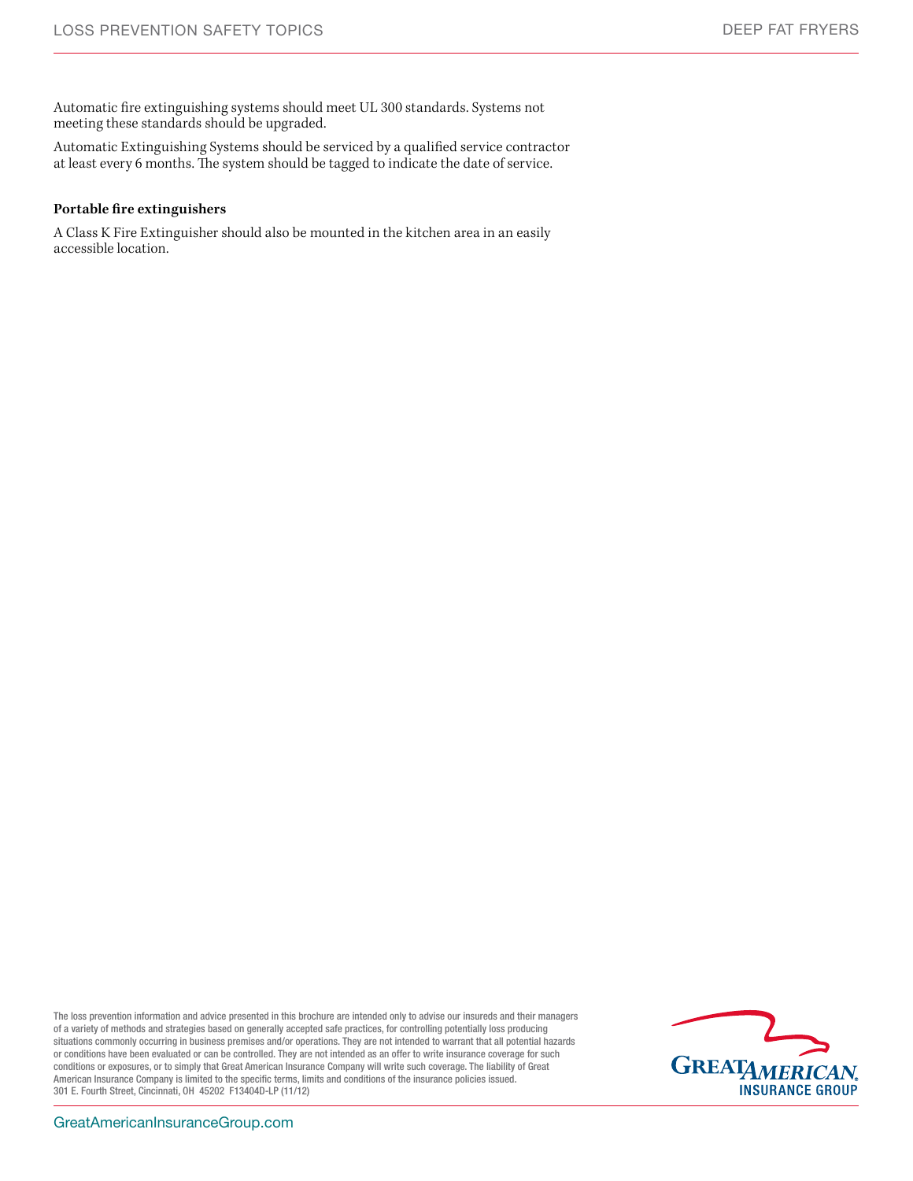Automatic fire extinguishing systems should meet UL 300 standards. Systems not meeting these standards should be upgraded.

Automatic Extinguishing Systems should be serviced by a qualified service contractor at least every 6 months. The system should be tagged to indicate the date of service.

**Portable fire extinguishers**

A Class K Fire Extinguisher should also be mounted in the kitchen area in an easily accessible location.

The loss prevention information and advice presented in this brochure are intended only to advise our insureds and their managers of a variety of methods and strategies based on generally accepted safe practices, for controlling potentially loss producing situations commonly occurring in business premises and/or operations. They are not intended to warrant that all potential hazards or conditions have been evaluated or can be controlled. They are not intended as an offer to write insurance coverage for such conditions or exposures, or to simply that Great American Insurance Company will write such coverage. The liability of Great American Insurance Company is limited to the specific terms, limits and conditions of the insurance policies issued.
301 E. Fourth Street, Cincinnati, OH 45202 F13404D-LP (11/12)

GREAT AMERICAN INSURANCE GROUP

GreatAmericanInsuranceGroup.com